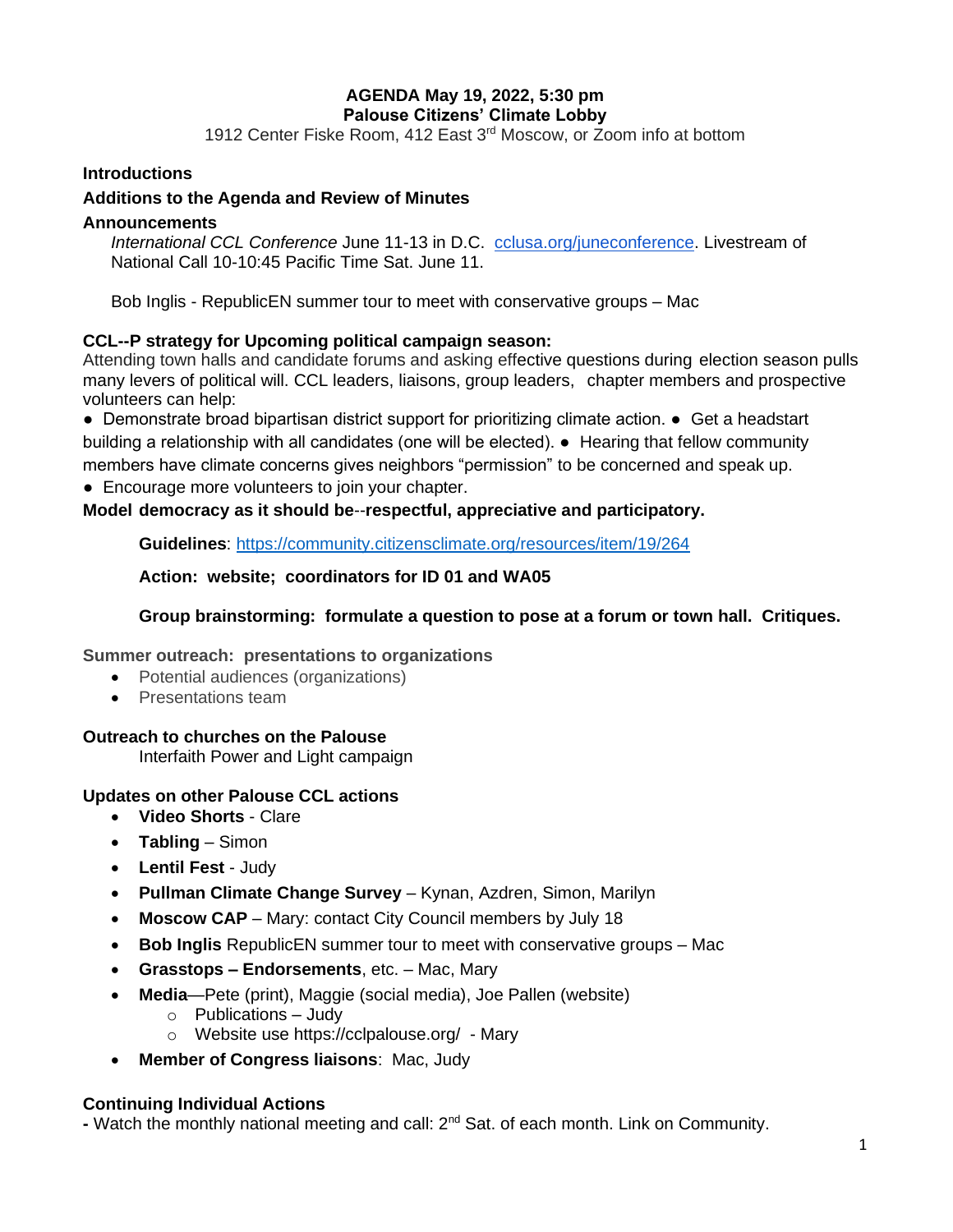**AGENDA May 19, 2022, 5:30 pm**
**Palouse Citizens' Climate Lobby**
1912 Center Fiske Room, 412 East 3rd Moscow, or Zoom info at bottom

**Introductions**

**Additions to the Agenda and Review of Minutes**

**Announcements**

*International CCL Conference* June 11-13 in D.C. cclusa.org/juneconference. Livestream of National Call 10-10:45 Pacific Time Sat. June 11.

Bob Inglis - RepublicEN summer tour to meet with conservative groups – Mac

**CCL--P strategy for Upcoming political campaign season:**
Attending town halls and candidate forums and asking effective questions during election season pulls many levers of political will. CCL leaders, liaisons, group leaders, chapter members and prospective volunteers can help:

- Demonstrate broad bipartisan district support for prioritizing climate action.
- Get a headstart building a relationship with all candidates (one will be elected).
- Hearing that fellow community members have climate concerns gives neighbors "permission" to be concerned and speak up.
- Encourage more volunteers to join your chapter.

**Model democracy as it should be--respectful, appreciative and participatory.**

**Guidelines**: https://community.citizensclimate.org/resources/item/19/264

**Action: website; coordinators for ID 01 and WA05**

**Group brainstorming: formulate a question to pose at a forum or town hall. Critiques.**

**Summer outreach: presentations to organizations**

- Potential audiences (organizations)
- Presentations team

**Outreach to churches on the Palouse**

Interfaith Power and Light campaign

**Updates on other Palouse CCL actions**

- **Video Shorts** - Clare
- **Tabling** – Simon
- **Lentil Fest** - Judy
- **Pullman Climate Change Survey** – Kynan, Azdren, Simon, Marilyn
- **Moscow CAP** – Mary: contact City Council members by July 18
- **Bob Inglis** RepublicEN summer tour to meet with conservative groups – Mac
- **Grasstops – Endorsements**, etc. – Mac, Mary
- **Media**—Pete (print), Maggie (social media), Joe Pallen (website)
  - Publications – Judy
  - Website use https://cclpalouse.org/ - Mary
- **Member of Congress liaisons**: Mac, Judy

**Continuing Individual Actions**

**-** Watch the monthly national meeting and call: 2nd Sat. of each month. Link on Community.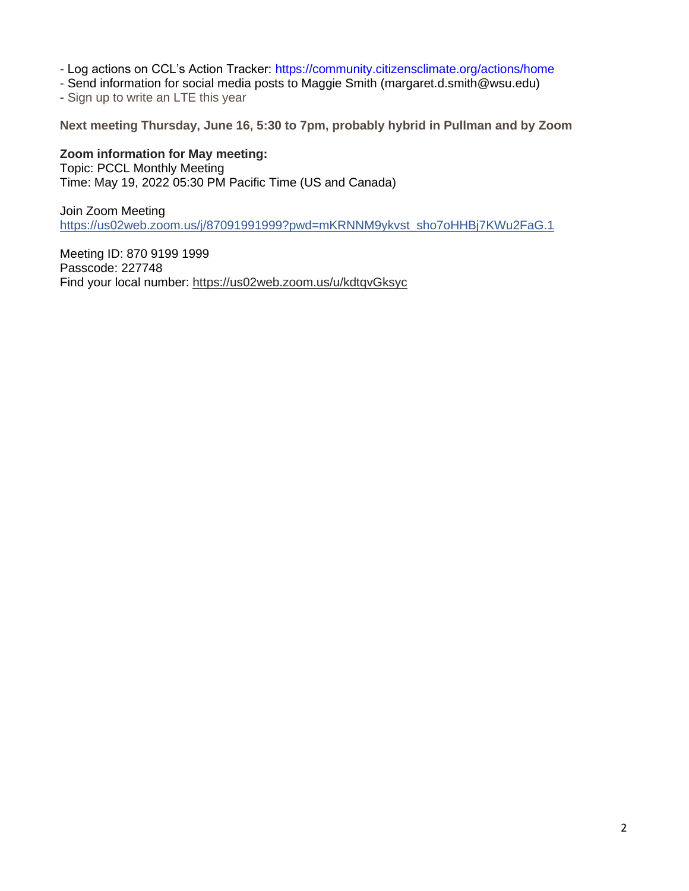- Log actions on CCL's Action Tracker: https://community.citizensclimate.org/actions/home
- Send information for social media posts to Maggie Smith (margaret.d.smith@wsu.edu)
- Sign up to write an LTE this year

**Next meeting Thursday, June 16, 5:30 to 7pm, probably hybrid in Pullman and by Zoom**

**Zoom information for May meeting:**
Topic: PCCL Monthly Meeting
Time: May 19, 2022 05:30 PM Pacific Time (US and Canada)

Join Zoom Meeting
https://us02web.zoom.us/j/87091991999?pwd=mKRNNM9ykvst_sho7oHHBj7KWu2FaG.1

Meeting ID: 870 9199 1999
Passcode: 227748
Find your local number: https://us02web.zoom.us/u/kdtqvGksyc